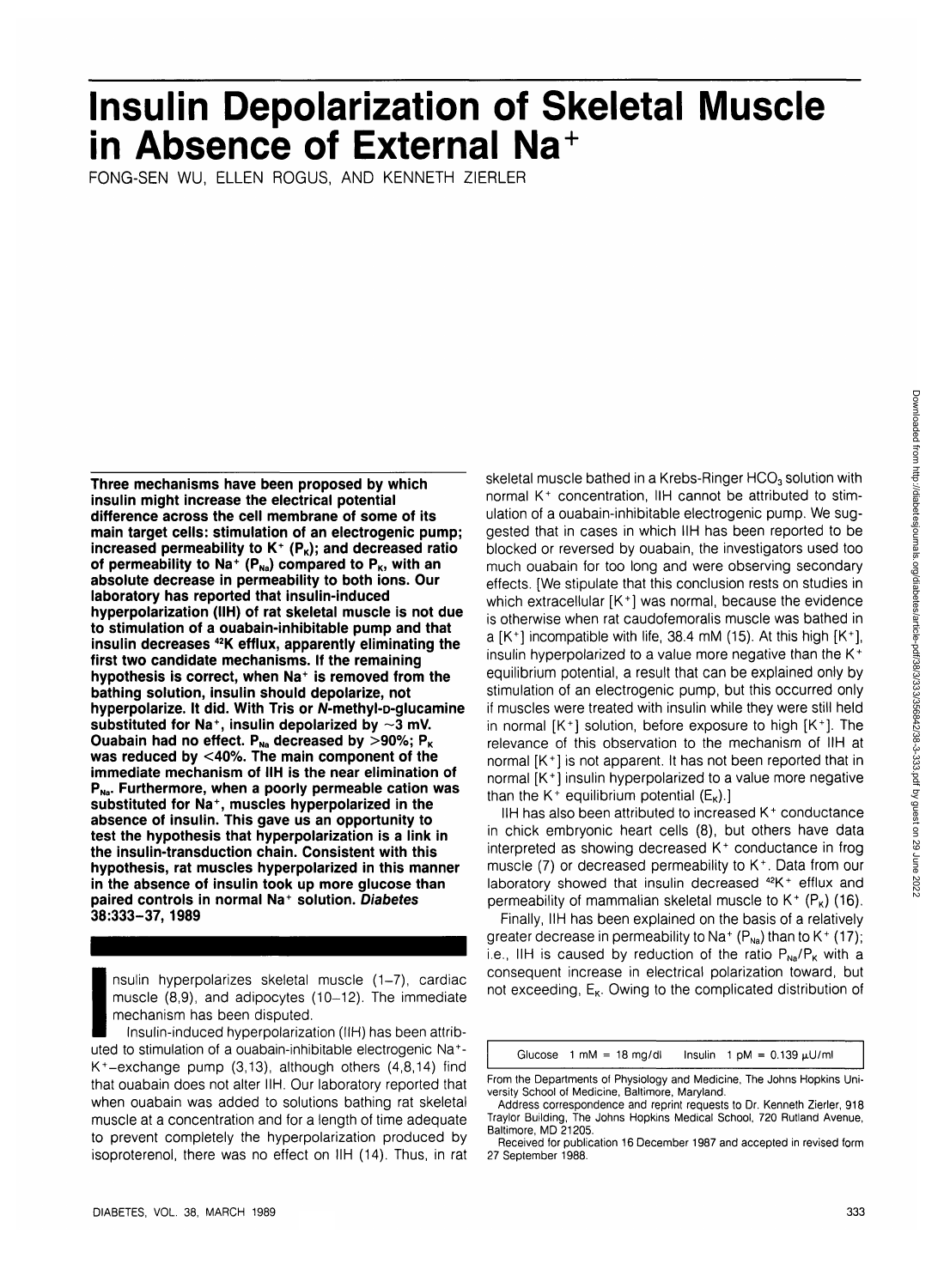# Insulin Depolarization of Skeletal Muscle in Absence of External $Na^+$

FONG-SEN WU, ELLEN ROGUS, AND KENNETH ZIERLER

**Three mechanisms have been proposed by which insulin might increase the electrical potential difference across the cell membrane of some of its main target cells: stimulation of an electrogenic pump; increased permeability to $K^+$ ($P_K$); and decreased ratio of permeability to $Na^+$ ($P_{Na}$) compared to $P_K$, with an absolute decrease in permeability to both ions. Our laboratory has reported that insulin-induced hyperpolarization (IIH) of rat skeletal muscle is not due to stimulation of a ouabain-inhibitable pump and that insulin decreases $^{42}K$ efflux, apparently eliminating the first two candidate mechanisms. If the remaining hypothesis is correct, when $Na^+$ is removed from the bathing solution, insulin should depolarize, not hyperpolarize. It did. With Tris or *N*-methyl-D-glucamine substituted for $Na^+$, insulin depolarized by ~3 mV. Ouabain had no effect. $P_{Na}$ decreased by >90%; $P_K$ was reduced by <40%. The main component of the immediate mechanism of IIH is the near elimination of $P_{Na}$. Furthermore, when a poorly permeable cation was substituted for $Na^+$, muscles hyperpolarized in the absence of insulin. This gave us an opportunity to test the hypothesis that hyperpolarization is a link in the insulin-transduction chain. Consistent with this hypothesis, rat muscles hyperpolarized in this manner in the absence of insulin took up more glucose than paired controls in normal $Na^+$ solution. *Diabetes* 38:333–37, 1989**

Insulin hyperpolarizes skeletal muscle (1–7), cardiac muscle (8,9), and adipocytes (10–12). The immediate mechanism has been disputed.

Insulin-induced hyperpolarization (IIH) has been attributed to stimulation of a ouabain-inhibitable electrogenic $Na^+$-$K^+$–exchange pump (3,13), although others (4,8,14) find that ouabain does not alter IIH. Our laboratory reported that when ouabain was added to solutions bathing rat skeletal muscle at a concentration and for a length of time adequate to prevent completely the hyperpolarization produced by isoproterenol, there was no effect on IIH (14). Thus, in rat skeletal muscle bathed in a Krebs-Ringer $HCO_3$ solution with normal $K^+$ concentration, IIH cannot be attributed to stimulation of a ouabain-inhibitable electrogenic pump. We suggested that in cases in which IIH has been reported to be blocked or reversed by ouabain, the investigators used too much ouabain for too long and were observing secondary effects. [We stipulate that this conclusion rests on studies in which extracellular [$K^+$] was normal, because the evidence is otherwise when rat caudofemoralis muscle was bathed in a [$K^+$] incompatible with life, 38.4 mM (15). At this high [$K^+$], insulin hyperpolarized to a value more negative than the $K^+$ equilibrium potential, a result that can be explained only by stimulation of an electrogenic pump, but this occurred only if muscles were treated with insulin while they were still held in normal [$K^+$] solution, before exposure to high [$K^+$]. The relevance of this observation to the mechanism of IIH at normal [$K^+$] is not apparent. It has not been reported that in normal [$K^+$] insulin hyperpolarized to a value more negative than the $K^+$ equilibrium potential ($E_K$).]

IIH has also been attributed to increased $K^+$ conductance in chick embryonic heart cells (8), but others have data interpreted as showing decreased $K^+$ conductance in frog muscle (7) or decreased permeability to $K^+$. Data from our laboratory showed that insulin decreased $^{42}K^+$ efflux and permeability of mammalian skeletal muscle to $K^+$ ($P_K$) (16).

Finally, IIH has been explained on the basis of a relatively greater decrease in permeability to $Na^+$ ($P_{Na}$) than to $K^+$ (17); i.e., IIH is caused by reduction of the ratio $P_{Na}/P_K$ with a consequent increase in electrical polarization toward, but not exceeding, $E_K$. Owing to the complicated distribution of

Glucose 1 mM = 18 mg/dl  Insulin 1 pM = 0.139 μU/ml

From the Departments of Physiology and Medicine, The Johns Hopkins University School of Medicine, Baltimore, Maryland.

Address correspondence and reprint requests to Dr. Kenneth Zierler, 918 Traylor Building, The Johns Hopkins Medical School, 720 Rutland Avenue, Baltimore, MD 21205.

Received for publication 16 December 1987 and accepted in revised form 27 September 1988.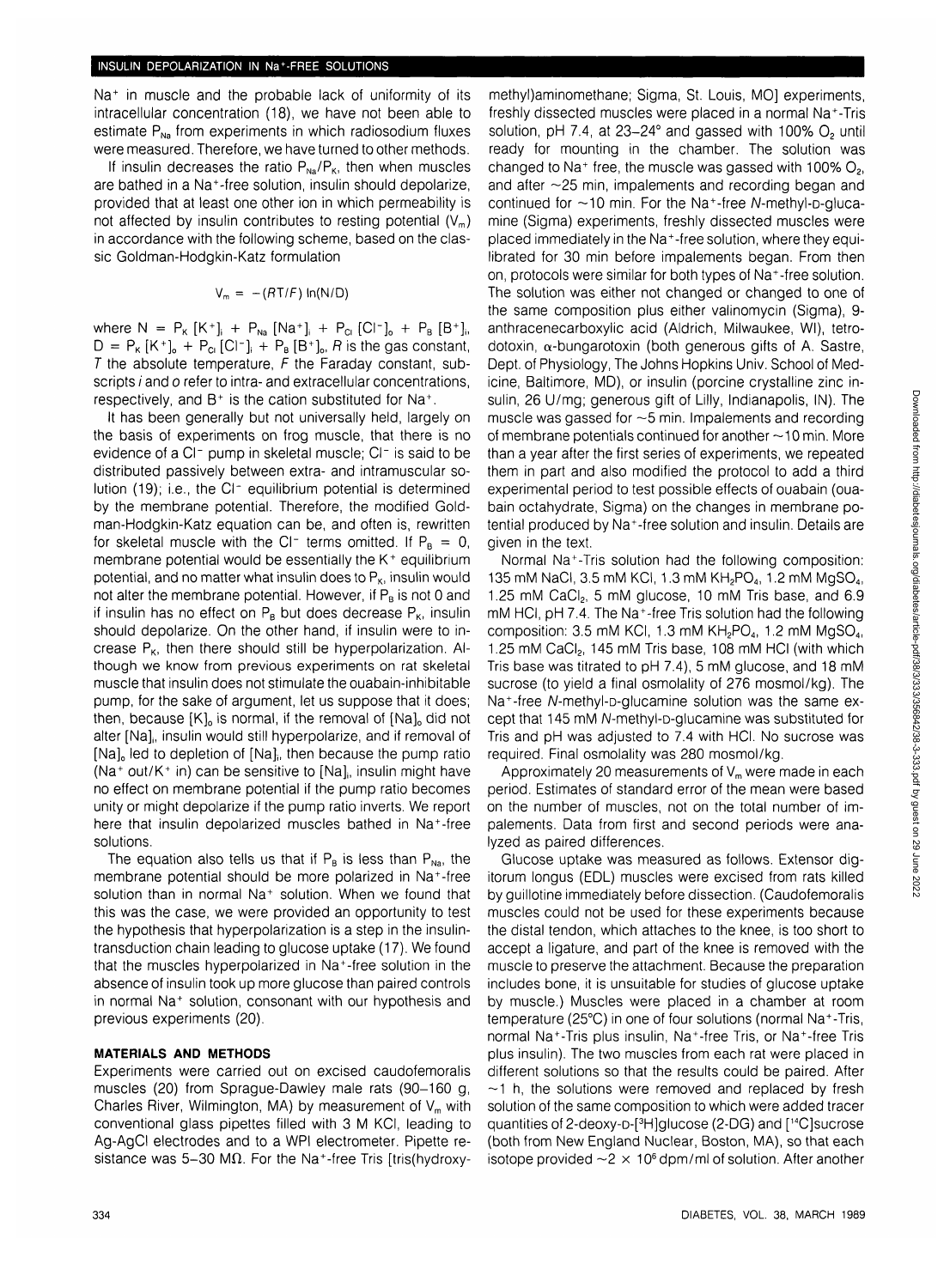$Na^+$ in muscle and the probable lack of uniformity of its intracellular concentration (18), we have not been able to estimate $P_{Na}$ from experiments in which radiosodium fluxes were measured. Therefore, we have turned to other methods.

If insulin decreases the ratio $P_{Na}/P_K$, then when muscles are bathed in a $Na^+$-free solution, insulin should depolarize, provided that at least one other ion in which permeability is not affected by insulin contributes to resting potential ($V_m$) in accordance with the following scheme, based on the classic Goldman-Hodgkin-Katz formulation

$$V_m = -(RT/F)\ln(N/D)$$

where $N = P_K[K^+]_i + P_{Na}[Na^+]_i + P_{Cl}[Cl^-]_o + P_B[B^+]_i$, $D = P_K[K^+]_o + P_{Cl}[Cl^-]_i + P_B[B^+]_o$, $R$ is the gas constant, $T$ the absolute temperature, $F$ the Faraday constant, subscripts $i$ and $o$ refer to intra- and extracellular concentrations, respectively, and $B^+$ is the cation substituted for $Na^+$.

It has been generally but not universally held, largely on the basis of experiments on frog muscle, that there is no evidence of a $Cl^-$ pump in skeletal muscle; $Cl^-$ is said to be distributed passively between extra- and intramuscular solution (19); i.e., the $Cl^-$ equilibrium potential is determined by the membrane potential. Therefore, the modified Goldman-Hodgkin-Katz equation can be, and often is, rewritten for skeletal muscle with the $Cl^-$ terms omitted. If $P_B = 0$, membrane potential would be essentially the $K^+$ equilibrium potential, and no matter what insulin does to $P_K$, insulin would not alter the membrane potential. However, if $P_B$ is not 0 and if insulin has no effect on $P_B$ but does decrease $P_K$, insulin should depolarize. On the other hand, if insulin were to increase $P_K$, then there should still be hyperpolarization. Although we know from previous experiments on rat skeletal muscle that insulin does not stimulate the ouabain-inhibitable pump, for the sake of argument, let us suppose that it does; then, because $[K]_o$ is normal, if the removal of $[Na]_o$ did not alter $[Na]_i$, insulin would still hyperpolarize, and if removal of $[Na]_o$ led to depletion of $[Na]_i$, then because the pump ratio ($Na^+$ out/$K^+$ in) can be sensitive to $[Na]_i$, insulin might have no effect on membrane potential if the pump ratio becomes unity or might depolarize if the pump ratio inverts. We report here that insulin depolarized muscles bathed in $Na^+$-free solutions.

The equation also tells us that if $P_B$ is less than $P_{Na}$, the membrane potential should be more polarized in $Na^+$-free solution than in normal $Na^+$ solution. When we found that this was the case, we were provided an opportunity to test the hypothesis that hyperpolarization is a step in the insulin-transduction chain leading to glucose uptake (17). We found that the muscles hyperpolarized in $Na^+$-free solution in the absence of insulin took up more glucose than paired controls in normal $Na^+$ solution, consonant with our hypothesis and previous experiments (20).

## MATERIALS AND METHODS

Experiments were carried out on excised caudofemoralis muscles (20) from Sprague-Dawley male rats (90–160 g, Charles River, Wilmington, MA) by measurement of $V_m$ with conventional glass pipettes filled with 3 M KCl, leading to Ag-AgCl electrodes and to a WPI electrometer. Pipette resistance was 5–30 MΩ. For the $Na^+$-free Tris [tris(hydroxymethyl)aminomethane; Sigma, St. Louis, MO] experiments, freshly dissected muscles were placed in a normal $Na^+$-Tris solution, pH 7.4, at 23–24° and gassed with 100% $O_2$ until ready for mounting in the chamber. The solution was changed to $Na^+$ free, the muscle was gassed with 100% $O_2$, and after ~25 min, impalements and recording began and continued for ~10 min. For the $Na^+$-free *N*-methyl-D-glucamine (Sigma) experiments, freshly dissected muscles were placed immediately in the $Na^+$-free solution, where they equilibrated for 30 min before impalements began. From then on, protocols were similar for both types of $Na^+$-free solution. The solution was either not changed or changed to one of the same composition plus either valinomycin (Sigma), 9-anthracenecarboxylic acid (Aldrich, Milwaukee, WI), tetrodotoxin, α-bungarotoxin (both generous gifts of A. Sastre, Dept. of Physiology, The Johns Hopkins Univ. School of Medicine, Baltimore, MD), or insulin (porcine crystalline zinc insulin, 26 U/mg; generous gift of Lilly, Indianapolis, IN). The muscle was gassed for ~5 min. Impalements and recording of membrane potentials continued for another ~10 min. More than a year after the first series of experiments, we repeated them in part and also modified the protocol to add a third experimental period to test possible effects of ouabain (ouabain octahydrate, Sigma) on the changes in membrane potential produced by $Na^+$-free solution and insulin. Details are given in the text.

Normal $Na^+$-Tris solution had the following composition: 135 mM NaCl, 3.5 mM KCl, 1.3 mM $KH_2PO_4$, 1.2 mM $MgSO_4$, 1.25 mM $CaCl_2$, 5 mM glucose, 10 mM Tris base, and 6.9 mM HCl, pH 7.4. The $Na^+$-free Tris solution had the following composition: 3.5 mM KCl, 1.3 mM $KH_2PO_4$, 1.2 mM $MgSO_4$, 1.25 mM $CaCl_2$, 145 mM Tris base, 108 mM HCl (with which Tris base was titrated to pH 7.4), 5 mM glucose, and 18 mM sucrose (to yield a final osmolality of 276 mosmol/kg). The $Na^+$-free *N*-methyl-D-glucamine solution was the same except that 145 mM *N*-methyl-D-glucamine was substituted for Tris and pH was adjusted to 7.4 with HCl. No sucrose was required. Final osmolality was 280 mosmol/kg.

Approximately 20 measurements of $V_m$ were made in each period. Estimates of standard error of the mean were based on the number of muscles, not on the total number of impalements. Data from first and second periods were analyzed as paired differences.

Glucose uptake was measured as follows. Extensor digitorum longus (EDL) muscles were excised from rats killed by guillotine immediately before dissection. (Caudofemoralis muscles could not be used for these experiments because the distal tendon, which attaches to the knee, is too short to accept a ligature, and part of the knee is removed with the muscle to preserve the attachment. Because the preparation includes bone, it is unsuitable for studies of glucose uptake by muscle.) Muscles were placed in a chamber at room temperature (25°C) in one of four solutions (normal $Na^+$-Tris, normal $Na^+$-Tris plus insulin, $Na^+$-free Tris, or $Na^+$-free Tris plus insulin). The two muscles from each rat were placed in different solutions so that the results could be paired. After ~1 h, the solutions were removed and replaced by fresh solution of the same composition to which were added tracer quantities of 2-deoxy-D-[$^3$H]glucose (2-DG) and [$^{14}$C]sucrose (both from New England Nuclear, Boston, MA), so that each isotope provided ~$2 \times 10^6$ dpm/ml of solution. After another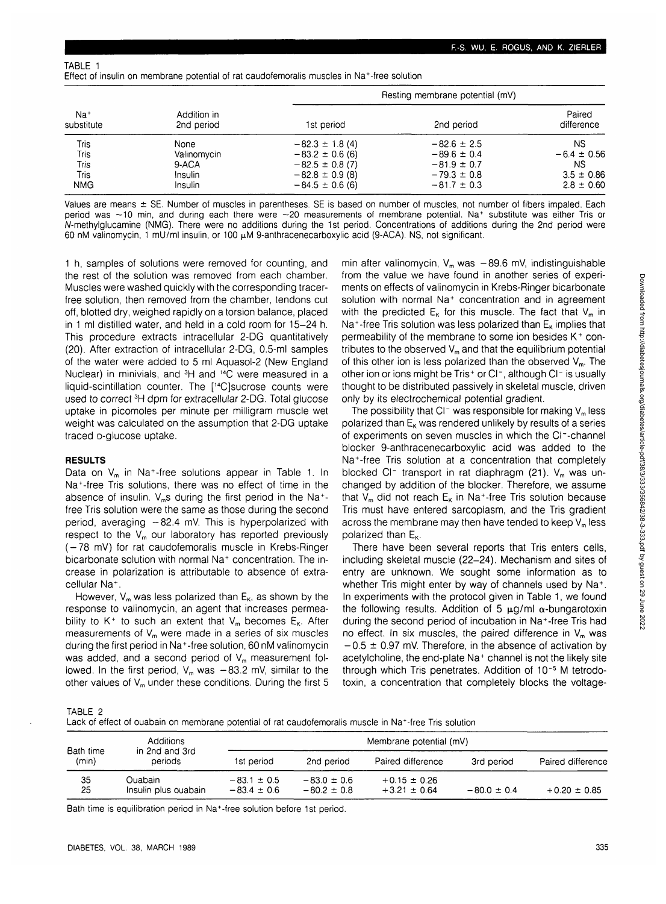TABLE 1
Effect of insulin on membrane potential of rat caudofemoralis muscles in $Na^+$-free solution

| $Na^+$ substitute | Addition in 2nd period | Resting membrane potential (mV) | | |
|---|---|---|---|---|
| | | 1st period | 2nd period | Paired difference |
| Tris | None | −82.3 ± 1.8 (4) | −82.6 ± 2.5 | NS |
| Tris | Valinomycin | −83.2 ± 0.6 (6) | −89.6 ± 0.4 | −6.4 ± 0.56 |
| Tris | 9-ACA | −82.5 ± 0.8 (7) | −81.9 ± 0.7 | NS |
| Tris | Insulin | −82.8 ± 0.9 (8) | −79.3 ± 0.8 | 3.5 ± 0.86 |
| NMG | Insulin | −84.5 ± 0.6 (6) | −81.7 ± 0.3 | 2.8 ± 0.60 |

Values are means ± SE. Number of muscles in parentheses. SE is based on number of muscles, not number of fibers impaled. Each period was ~10 min, and during each there were ~20 measurements of membrane potential. $Na^+$ substitute was either Tris or *N*-methylglucamine (NMG). There were no additions during the 1st period. Concentrations of additions during the 2nd period were 60 nM valinomycin, 1 mU/ml insulin, or 100 μM 9-anthracenecarboxylic acid (9-ACA). NS, not significant.

1 h, samples of solutions were removed for counting, and the rest of the solution was removed from each chamber. Muscles were washed quickly with the corresponding tracer-free solution, then removed from the chamber, tendons cut off, blotted dry, weighed rapidly on a torsion balance, placed in 1 ml distilled water, and held in a cold room for 15–24 h. This procedure extracts intracellular 2-DG quantitatively (20). After extraction of intracellular 2-DG, 0.5-ml samples of the water were added to 5 ml Aquasol-2 (New England Nuclear) in minivials, and $^3H$ and $^{14}C$ were measured in a liquid-scintillation counter. The [$^{14}C$]sucrose counts were used to correct $^3H$ dpm for extracellular 2-DG. Total glucose uptake in picomoles per minute per milligram muscle wet weight was calculated on the assumption that 2-DG uptake traced D-glucose uptake.

## RESULTS

Data on $V_m$ in $Na^+$-free solutions appear in Table 1. In $Na^+$-free Tris solutions, there was no effect of time in the absence of insulin. $V_m$s during the first period in the $Na^+$-free Tris solution were the same as those during the second period, averaging −82.4 mV. This is hyperpolarized with respect to the $V_m$ our laboratory has reported previously (−78 mV) for rat caudofemoralis muscle in Krebs-Ringer bicarbonate solution with normal $Na^+$ concentration. The increase in polarization is attributable to absence of extracellular $Na^+$.

However, $V_m$ was less polarized than $E_K$, as shown by the response to valinomycin, an agent that increases permeability to $K^+$ to such an extent that $V_m$ becomes $E_K$. After measurements of $V_m$ were made in a series of six muscles during the first period in $Na^+$-free solution, 60 nM valinomycin was added, and a second period of $V_m$ measurement followed. In the first period, $V_m$ was −83.2 mV, similar to the other values of $V_m$ under these conditions. During the first 5 min after valinomycin, $V_m$ was −89.6 mV, indistinguishable from the value we have found in another series of experiments on effects of valinomycin in Krebs-Ringer bicarbonate solution with normal $Na^+$ concentration and in agreement with the predicted $E_K$ for this muscle. The fact that $V_m$ in $Na^+$-free Tris solution was less polarized than $E_K$ implies that permeability of the membrane to some ion besides $K^+$ contributes to the observed $V_m$ and that the equilibrium potential of this other ion is less polarized than the observed $V_m$. The other ion or ions might be $Tris^+$ or $Cl^-$, although $Cl^-$ is usually thought to be distributed passively in skeletal muscle, driven only by its electrochemical potential gradient.

The possibility that $Cl^-$ was responsible for making $V_m$ less polarized than $E_K$ was rendered unlikely by results of a series of experiments on seven muscles in which the $Cl^-$-channel blocker 9-anthracenecarboxylic acid was added to the $Na^+$-free Tris solution at a concentration that completely blocked $Cl^-$ transport in rat diaphragm (21). $V_m$ was unchanged by addition of the blocker. Therefore, we assume that $V_m$ did not reach $E_K$ in $Na^+$-free Tris solution because Tris must have entered sarcoplasm, and the Tris gradient across the membrane may then have tended to keep $V_m$ less polarized than $E_K$.

There have been several reports that Tris enters cells, including skeletal muscle (22–24). Mechanism and sites of entry are unknown. We sought some information as to whether Tris might enter by way of channels used by $Na^+$. In experiments with the protocol given in Table 1, we found the following results. Addition of 5 μg/ml α-bungarotoxin during the second period of incubation in $Na^+$-free Tris had no effect. In six muscles, the paired difference in $V_m$ was −0.5 ± 0.97 mV. Therefore, in the absence of activation by acetylcholine, the end-plate $Na^+$ channel is not the likely site through which Tris penetrates. Addition of $10^{-5}$ M tetrodotoxin, a concentration that completely blocks the voltage-

TABLE 2
Lack of effect of ouabain on membrane potential of rat caudofemoralis muscle in $Na^+$-free Tris solution

| Bath time (min) | Additions in 2nd and 3rd periods | Membrane potential (mV) | | | | |
|---|---|---|---|---|---|---|
| | | 1st period | 2nd period | Paired difference | 3rd period | Paired difference |
| 35 | Ouabain | −83.1 ± 0.5 | −83.0 ± 0.6 | +0.15 ± 0.26 | | |
| 25 | Insulin plus ouabain | −83.4 ± 0.6 | −80.2 ± 0.8 | +3.21 ± 0.64 | −80.0 ± 0.4 | +0.20 ± 0.85 |

Bath time is equilibration period in $Na^+$-free solution before 1st period.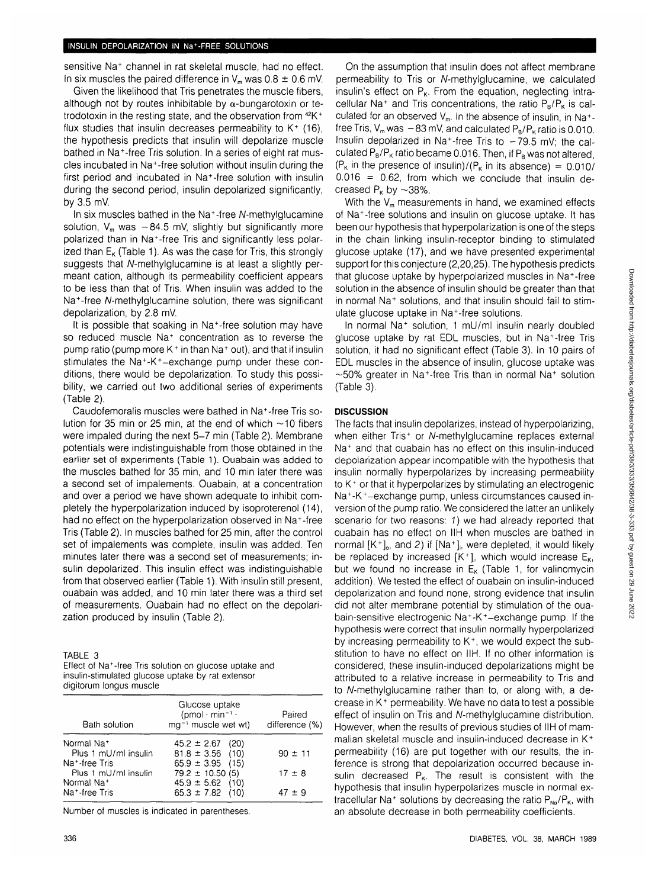sensitive $Na^+$ channel in rat skeletal muscle, had no effect. In six muscles the paired difference in $V_m$ was $0.8 \pm 0.6$ mV.

Given the likelihood that Tris penetrates the muscle fibers, although not by routes inhibitable by α-bungarotoxin or tetrodotoxin in the resting state, and the observation from $^{42}K^+$ flux studies that insulin decreases permeability to $K^+$ (16), the hypothesis predicts that insulin will depolarize muscle bathed in $Na^+$-free Tris solution. In a series of eight rat muscles incubated in $Na^+$-free solution without insulin during the first period and incubated in $Na^+$-free solution with insulin during the second period, insulin depolarized significantly, by 3.5 mV.

In six muscles bathed in the $Na^+$-free *N*-methylglucamine solution, $V_m$ was $-84.5$ mV, slightly but significantly more polarized than in $Na^+$-free Tris and significantly less polarized than $E_K$ (Table 1). As was the case for Tris, this strongly suggests that *N*-methylglucamine is at least a slightly permeant cation, although its permeability coefficient appears to be less than that of Tris. When insulin was added to the $Na^+$-free *N*-methylglucamine solution, there was significant depolarization, by 2.8 mV.

It is possible that soaking in $Na^+$-free solution may have so reduced muscle $Na^+$ concentration as to reverse the pump ratio (pump more $K^+$ in than $Na^+$ out), and that if insulin stimulates the $Na^+$-$K^+$–exchange pump under these conditions, there would be depolarization. To study this possibility, we carried out two additional series of experiments (Table 2).

Caudofemoralis muscles were bathed in $Na^+$-free Tris solution for 35 min or 25 min, at the end of which ~10 fibers were impaled during the next 5–7 min (Table 2). Membrane potentials were indistinguishable from those obtained in the earlier set of experiments (Table 1). Ouabain was added to the muscles bathed for 35 min, and 10 min later there was a second set of impalements. Ouabain, at a concentration and over a period we have shown adequate to inhibit completely the hyperpolarization induced by isoproterenol (14), had no effect on the hyperpolarization observed in $Na^+$-free Tris (Table 2). In muscles bathed for 25 min, after the control set of impalements was complete, insulin was added. Ten minutes later there was a second set of measurements; insulin depolarized. This insulin effect was indistinguishable from that observed earlier (Table 1). With insulin still present, ouabain was added, and 10 min later there was a third set of measurements. Ouabain had no effect on the depolarization produced by insulin (Table 2).

TABLE 3
Effect of $Na^+$-free Tris solution on glucose uptake and insulin-stimulated glucose uptake by rat extensor digitorum longus muscle

| Bath solution | Glucose uptake ($pmol \cdot min^{-1} \cdot mg^{-1}$ muscle wet wt) | Paired difference (%) |
|---|---|---|
| Normal $Na^+$ | $45.2 \pm 2.67$ (20) | |
| Plus 1 mU/ml insulin | $81.8 \pm 3.56$ (10) | $90 \pm 11$ |
| $Na^+$-free Tris | $65.9 \pm 3.95$ (15) | |
| Plus 1 mU/ml insulin | $79.2 \pm 10.50$ (5) | $17 \pm 8$ |
| Normal $Na^+$ | $45.9 \pm 5.62$ (10) | |
| $Na^+$-free Tris | $65.3 \pm 7.82$ (10) | $47 \pm 9$ |

Number of muscles is indicated in parentheses.

On the assumption that insulin does not affect membrane permeability to Tris or *N*-methylglucamine, we calculated insulin's effect on $P_K$. From the equation, neglecting intracellular $Na^+$ and Tris concentrations, the ratio $P_B/P_K$ is calculated for an observed $V_m$. In the absence of insulin, in $Na^+$-free Tris, $V_m$ was $-83$ mV, and calculated $P_B/P_K$ ratio is 0.010. Insulin depolarized in $Na^+$-free Tris to $-79.5$ mV; the calculated $P_B/P_K$ ratio became 0.016. Then, if $P_B$ was not altered, ($P_K$ in the presence of insulin)/($P_K$ in its absence) = 0.010/0.016 = 0.62, from which we conclude that insulin decreased $P_K$ by ~38%.

With the $V_m$ measurements in hand, we examined effects of $Na^+$-free solutions and insulin on glucose uptake. It has been our hypothesis that hyperpolarization is one of the steps in the chain linking insulin-receptor binding to stimulated glucose uptake (17), and we have presented experimental support for this conjecture (2,20,25). The hypothesis predicts that glucose uptake by hyperpolarized muscles in $Na^+$-free solution in the absence of insulin should be greater than that in normal $Na^+$ solutions, and that insulin should fail to stimulate glucose uptake in $Na^+$-free solutions.

In normal $Na^+$ solution, 1 mU/ml insulin nearly doubled glucose uptake by rat EDL muscles, but in $Na^+$-free Tris solution, it had no significant effect (Table 3). In 10 pairs of EDL muscles in the absence of insulin, glucose uptake was ~50% greater in $Na^+$-free Tris than in normal $Na^+$ solution (Table 3).

## DISCUSSION

The facts that insulin depolarizes, instead of hyperpolarizing, when either $Tris^+$ or *N*-methylglucamine replaces external $Na^+$ and that ouabain has no effect on this insulin-induced depolarization appear incompatible with the hypothesis that insulin normally hyperpolarizes by increasing permeability to $K^+$ or that it hyperpolarizes by stimulating an electrogenic $Na^+$-$K^+$–exchange pump, unless circumstances caused inversion of the pump ratio. We considered the latter an unlikely scenario for two reasons: *1*) we had already reported that ouabain has no effect on IIH when muscles are bathed in normal $[K^+]_o$, and *2*) if $[Na^+]_i$ were depleted, it would likely be replaced by increased $[K^+]_i$, which would increase $E_K$, but we found no increase in $E_K$ (Table 1, for valinomycin addition). We tested the effect of ouabain on insulin-induced depolarization and found none, strong evidence that insulin did not alter membrane potential by stimulation of the ouabain-sensitive electrogenic $Na^+$-$K^+$–exchange pump. If the hypothesis were correct that insulin normally hyperpolarized by increasing permeability to $K^+$, we would expect the substitution to have no effect on IIH. If no other information is considered, these insulin-induced depolarizations might be attributed to a relative increase in permeability to Tris and to *N*-methylglucamine rather than to, or along with, a decrease in $K^+$ permeability. We have no data to test a possible effect of insulin on Tris and *N*-methylglucamine distribution. However, when the results of previous studies of IIH of mammalian skeletal muscle and insulin-induced decrease in $K^+$ permeability (16) are put together with our results, the inference is strong that depolarization occurred because insulin decreased $P_K$. The result is consistent with the hypothesis that insulin hyperpolarizes muscle in normal extracellular $Na^+$ solutions by decreasing the ratio $P_{Na}/P_K$, with an absolute decrease in both permeability coefficients.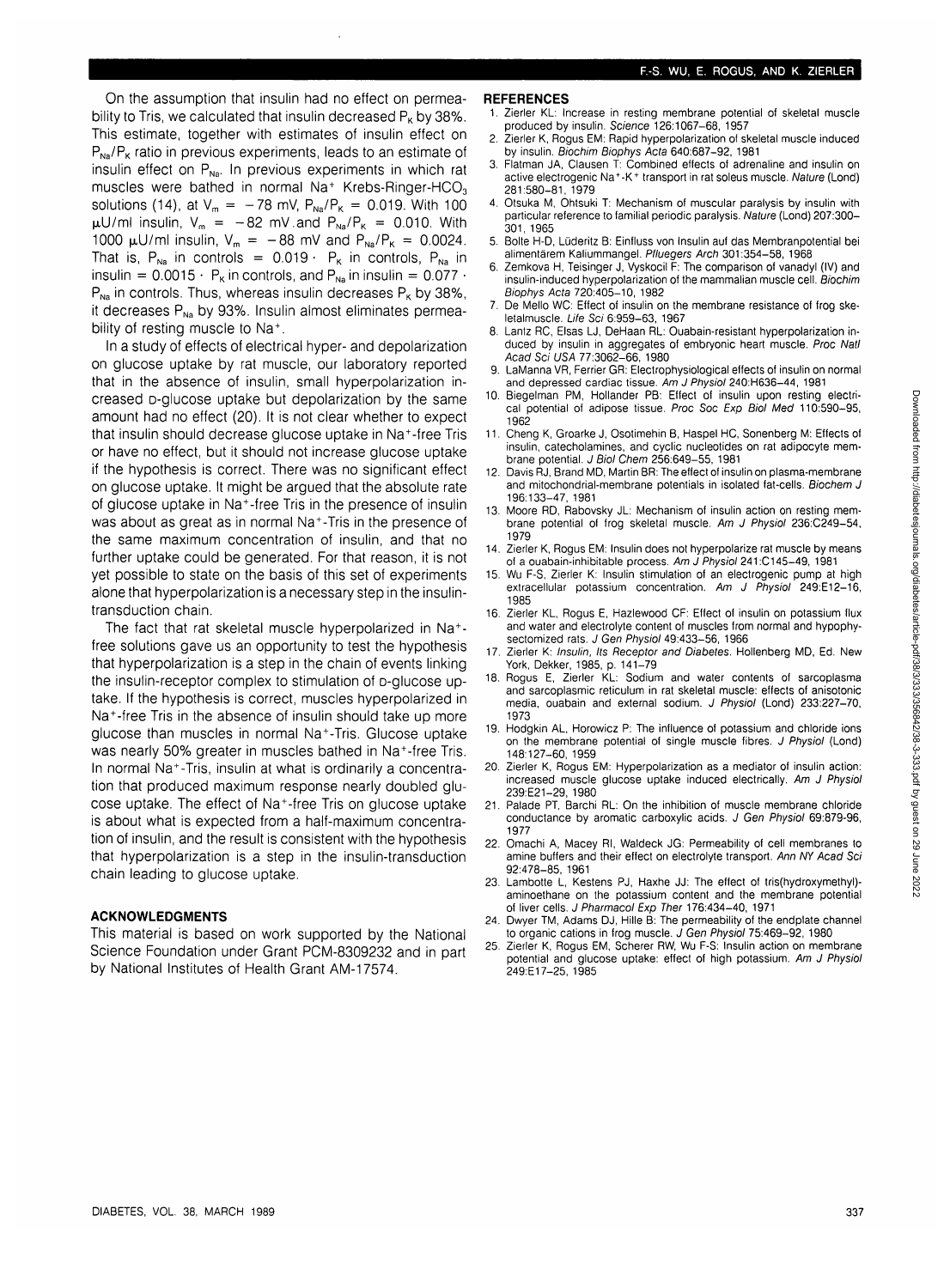On the assumption that insulin had no effect on permeability to Tris, we calculated that insulin decreased $P_K$ by 38%. This estimate, together with estimates of insulin effect on $P_{Na}/P_K$ ratio in previous experiments, leads to an estimate of insulin effect on $P_{Na}$. In previous experiments in which rat muscles were bathed in normal $Na^+$ Krebs-Ringer-$HCO_3$ solutions (14), at $V_m = -78$ mV, $P_{Na}/P_K = 0.019$. With 100 μU/ml insulin, $V_m = -82$ mV and $P_{Na}/P_K = 0.010$. With 1000 μU/ml insulin, $V_m = -88$ mV and $P_{Na}/P_K = 0.0024$. That is, $P_{Na}$ in controls = $0.019 \cdot P_K$ in controls, $P_{Na}$ in insulin = $0.0015 \cdot P_K$ in controls, and $P_{Na}$ in insulin = $0.077 \cdot P_{Na}$ in controls. Thus, whereas insulin decreases $P_K$ by 38%, it decreases $P_{Na}$ by 93%. Insulin almost eliminates permeability of resting muscle to $Na^+$.

In a study of effects of electrical hyper- and depolarization on glucose uptake by rat muscle, our laboratory reported that in the absence of insulin, small hyperpolarization increased D-glucose uptake but depolarization by the same amount had no effect (20). It is not clear whether to expect that insulin should decrease glucose uptake in $Na^+$-free Tris or have no effect, but it should not increase glucose uptake if the hypothesis is correct. There was no significant effect on glucose uptake. It might be argued that the absolute rate of glucose uptake in $Na^+$-free Tris in the presence of insulin was about as great as in normal $Na^+$-Tris in the presence of the same maximum concentration of insulin, and that no further uptake could be generated. For that reason, it is not yet possible to state on the basis of this set of experiments alone that hyperpolarization is a necessary step in the insulin-transduction chain.

The fact that rat skeletal muscle hyperpolarized in $Na^+$-free solutions gave us an opportunity to test the hypothesis that hyperpolarization is a step in the chain of events linking the insulin-receptor complex to stimulation of D-glucose uptake. If the hypothesis is correct, muscles hyperpolarized in $Na^+$-free Tris in the absence of insulin should take up more glucose than muscles in normal $Na^+$-Tris. Glucose uptake was nearly 50% greater in muscles bathed in $Na^+$-free Tris. In normal $Na^+$-Tris, insulin at what is ordinarily a concentration that produced maximum response nearly doubled glucose uptake. The effect of $Na^+$-free Tris on glucose uptake is about what is expected from a half-maximum concentration of insulin, and the result is consistent with the hypothesis that hyperpolarization is a step in the insulin-transduction chain leading to glucose uptake.

## ACKNOWLEDGMENTS

This material is based on work supported by the National Science Foundation under Grant PCM-8309232 and in part by National Institutes of Health Grant AM-17574.

## REFERENCES

1. Zierler KL: Increase in resting membrane potential of skeletal muscle produced by insulin. *Science* 126:1067–68, 1957
2. Zierler K, Rogus EM: Rapid hyperpolarization of skeletal muscle induced by insulin. *Biochim Biophys Acta* 640:687–92, 1981
3. Flatman JA, Clausen T: Combined effects of adrenaline and insulin on active electrogenic Na⁺-K⁺ transport in rat soleus muscle. *Nature* (Lond) 281:580–81, 1979
4. Otsuka M, Ohtsuki T: Mechanism of muscular paralysis by insulin with particular reference to familial periodic paralysis. *Nature* (Lond) 207:300–301, 1965
5. Bolte H-D, Lüderitz B: Einfluss von Insulin auf das Membranpotential bei alimentärem Kaliummangel. *Pfluegers Arch* 301:354–58, 1968
6. Zemkova H, Teisinger J, Vyskocil F: The comparison of vanadyl (IV) and insulin-induced hyperpolarization of the mammalian muscle cell. *Biochim Biophys Acta* 720:405–10, 1982
7. De Mello WC: Effect of insulin on the membrane resistance of frog skeletalmuscle. *Life Sci* 6:959–63, 1967
8. Lantz RC, Elsas LJ, DeHaan RL: Ouabain-resistant hyperpolarization induced by insulin in aggregates of embryonic heart muscle. *Proc Natl Acad Sci USA* 77:3062–66, 1980
9. LaManna VR, Ferrier GR: Electrophysiological effects of insulin on normal and depressed cardiac tissue. *Am J Physiol* 240:H636–44, 1981
10. Biegelman PM, Hollander PB: Effect of insulin upon resting electrical potential of adipose tissue. *Proc Soc Exp Biol Med* 110:590–95, 1962
11. Cheng K, Groarke J, Osotimehin B, Haspel HC, Sonenberg M: Effects of insulin, catecholamines, and cyclic nucleotides on rat adipocyte membrane potential. *J Biol Chem* 256:649–55, 1981
12. Davis RJ, Brand MD, Martin BR: The effect of insulin on plasma-membrane and mitochondrial-membrane potentials in isolated fat-cells. *Biochem J* 196:133–47, 1981
13. Moore RD, Rabovsky JL: Mechanism of insulin action on resting membrane potential of frog skeletal muscle. *Am J Physiol* 236:C249–54, 1979
14. Zierler K, Rogus EM: Insulin does not hyperpolarize rat muscle by means of a ouabain-inhibitable process. *Am J Physiol* 241:C145–49, 1981
15. Wu F-S, Zierler K: Insulin stimulation of an electrogenic pump at high extracellular potassium concentration. *Am J Physiol* 249:E12–16, 1985
16. Zierler KL, Rogus E, Hazlewood CF: Effect of insulin on potassium flux and water and electrolyte content of muscles from normal and hypophysectomized rats. *J Gen Physiol* 49:433–56, 1966
17. Zierler K: *Insulin, Its Receptor and Diabetes*. Hollenberg MD, Ed. New York, Dekker, 1985, p. 141–79
18. Rogus E, Zierler KL: Sodium and water contents of sarcoplasma and sarcoplasmic reticulum in rat skeletal muscle: effects of anisotonic media, ouabain and external sodium. *J Physiol* (Lond) 233:227–70, 1973
19. Hodgkin AL, Horowicz P: The influence of potassium and chloride ions on the membrane potential of single muscle fibres. *J Physiol* (Lond) 148:127–60, 1959
20. Zierler K, Rogus EM: Hyperpolarization as a mediator of insulin action: increased muscle glucose uptake induced electrically. *Am J Physiol* 239:E21–29, 1980
21. Palade PT, Barchi RL: On the inhibition of muscle membrane chloride conductance by aromatic carboxylic acids. *J Gen Physiol* 69:879–96, 1977
22. Omachi A, Macey RI, Waldeck JG: Permeability of cell membranes to amine buffers and their effect on electrolyte transport. *Ann NY Acad Sci* 92:478–85, 1961
23. Lambotte L, Kestens PJ, Haxhe JJ: The effect of tris(hydroxymethyl)-aminoethane on the potassium content and the membrane potential of liver cells. *J Pharmacol Exp Ther* 176:434–40, 1971
24. Dwyer TM, Adams DJ, Hille B: The permeability of the endplate channel to organic cations in frog muscle. *J Gen Physiol* 75:469–92, 1980
25. Zierler K, Rogus EM, Scherer RW, Wu F-S: Insulin action on membrane potential and glucose uptake: effect of high potassium. *Am J Physiol* 249:E17–25, 1985